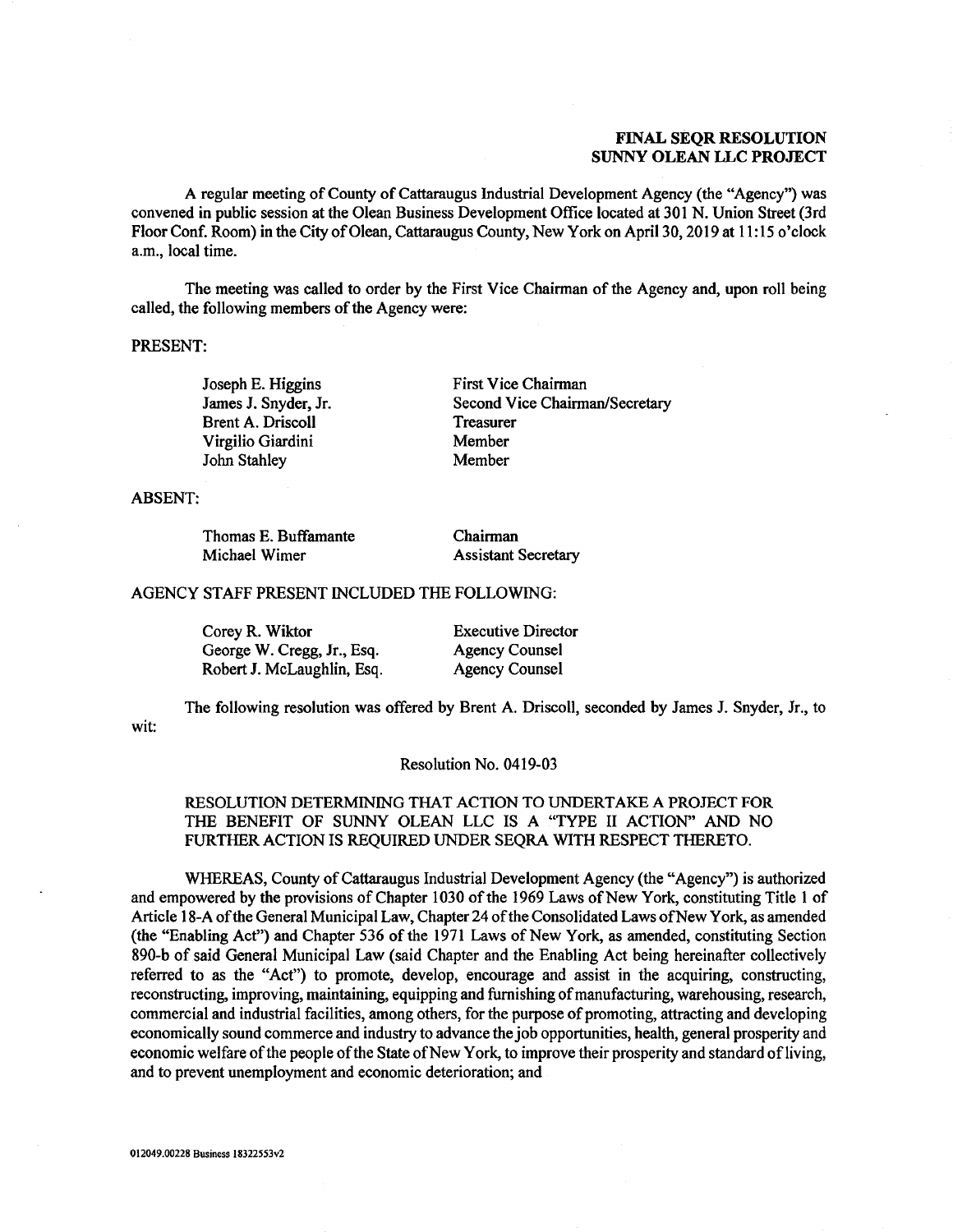**FINAL SEQR RESOLUTION**
**SUNNY OLEAN LLC PROJECT**

A regular meeting of County of Cattaraugus Industrial Development Agency (the "Agency") was convened in public session at the Olean Business Development Office located at 301 N. Union Street (3rd Floor Conf. Room) in the City of Olean, Cattaraugus County, New York on April 30, 2019 at 11:15 o'clock a.m., local time.

The meeting was called to order by the First Vice Chairman of the Agency and, upon roll being called, the following members of the Agency were:

PRESENT:

| | |
|---|---|
| Joseph E. Higgins | First Vice Chairman |
| James J. Snyder, Jr. | Second Vice Chairman/Secretary |
| Brent A. Driscoll | Treasurer |
| Virgilio Giardini | Member |
| John Stahley | Member |

ABSENT:

| | |
|---|---|
| Thomas E. Buffamante | Chairman |
| Michael Wimer | Assistant Secretary |

AGENCY STAFF PRESENT INCLUDED THE FOLLOWING:

| | |
|---|---|
| Corey R. Wiktor | Executive Director |
| George W. Cregg, Jr., Esq. | Agency Counsel |
| Robert J. McLaughlin, Esq. | Agency Counsel |

The following resolution was offered by Brent A. Driscoll, seconded by James J. Snyder, Jr., to wit:

Resolution No. 0419-03

RESOLUTION DETERMINING THAT ACTION TO UNDERTAKE A PROJECT FOR THE BENEFIT OF SUNNY OLEAN LLC IS A "TYPE II ACTION" AND NO FURTHER ACTION IS REQUIRED UNDER SEQRA WITH RESPECT THERETO.

WHEREAS, County of Cattaraugus Industrial Development Agency (the "Agency") is authorized and empowered by the provisions of Chapter 1030 of the 1969 Laws of New York, constituting Title 1 of Article 18-A of the General Municipal Law, Chapter 24 of the Consolidated Laws of New York, as amended (the "Enabling Act") and Chapter 536 of the 1971 Laws of New York, as amended, constituting Section 890-b of said General Municipal Law (said Chapter and the Enabling Act being hereinafter collectively referred to as the "Act") to promote, develop, encourage and assist in the acquiring, constructing, reconstructing, improving, maintaining, equipping and furnishing of manufacturing, warehousing, research, commercial and industrial facilities, among others, for the purpose of promoting, attracting and developing economically sound commerce and industry to advance the job opportunities, health, general prosperity and economic welfare of the people of the State of New York, to improve their prosperity and standard of living, and to prevent unemployment and economic deterioration; and

012049.00228 Business 18322553v2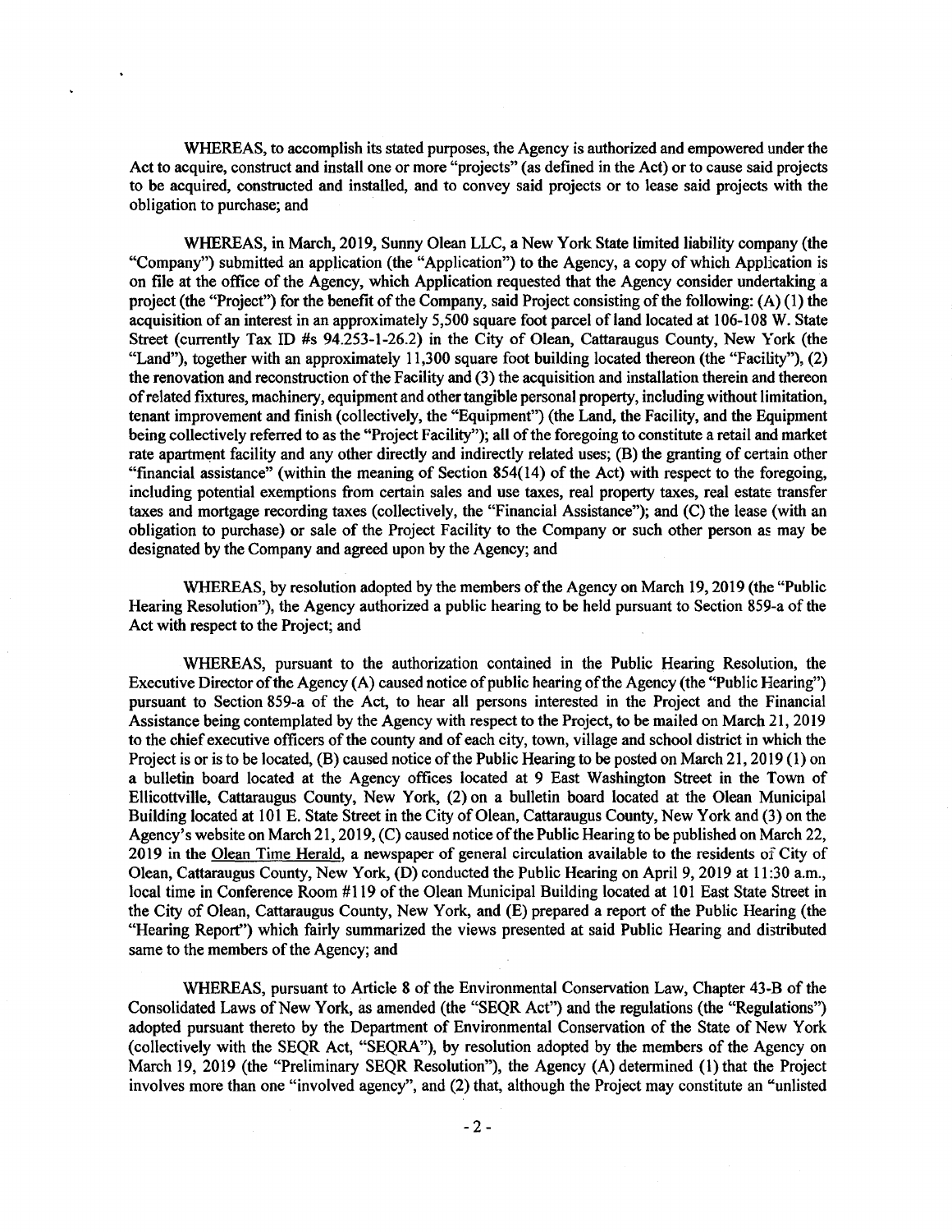WHEREAS, to accomplish its stated purposes, the Agency is authorized and empowered under the Act to acquire, construct and install one or more "projects" (as defined in the Act) or to cause said projects to be acquired, constructed and installed, and to convey said projects or to lease said projects with the obligation to purchase; and

WHEREAS, in March, 2019, Sunny Olean LLC, a New York State limited liability company (the "Company") submitted an application (the "Application") to the Agency, a copy of which Application is on file at the office of the Agency, which Application requested that the Agency consider undertaking a project (the "Project") for the benefit of the Company, said Project consisting of the following: (A) (1) the acquisition of an interest in an approximately 5,500 square foot parcel of land located at 106-108 W. State Street (currently Tax ID #s 94.253-1-26.2) in the City of Olean, Cattaraugus County, New York (the "Land"), together with an approximately 11,300 square foot building located thereon (the "Facility"), (2) the renovation and reconstruction of the Facility and (3) the acquisition and installation therein and thereon of related fixtures, machinery, equipment and other tangible personal property, including without limitation, tenant improvement and finish (collectively, the "Equipment") (the Land, the Facility, and the Equipment being collectively referred to as the "Project Facility"); all of the foregoing to constitute a retail and market rate apartment facility and any other directly and indirectly related uses; (B) the granting of certain other "financial assistance" (within the meaning of Section 854(14) of the Act) with respect to the foregoing, including potential exemptions from certain sales and use taxes, real property taxes, real estate transfer taxes and mortgage recording taxes (collectively, the "Financial Assistance"); and (C) the lease (with an obligation to purchase) or sale of the Project Facility to the Company or such other person as may be designated by the Company and agreed upon by the Agency; and

WHEREAS, by resolution adopted by the members of the Agency on March 19, 2019 (the "Public Hearing Resolution"), the Agency authorized a public hearing to be held pursuant to Section 859-a of the Act with respect to the Project; and

WHEREAS, pursuant to the authorization contained in the Public Hearing Resolution, the Executive Director of the Agency (A) caused notice of public hearing of the Agency (the "Public Hearing") pursuant to Section 859-a of the Act, to hear all persons interested in the Project and the Financial Assistance being contemplated by the Agency with respect to the Project, to be mailed on March 21, 2019 to the chief executive officers of the county and of each city, town, village and school district in which the Project is or is to be located, (B) caused notice of the Public Hearing to be posted on March 21, 2019 (1) on a bulletin board located at the Agency offices located at 9 East Washington Street in the Town of Ellicottville, Cattaraugus County, New York, (2) on a bulletin board located at the Olean Municipal Building located at 101 E. State Street in the City of Olean, Cattaraugus County, New York and (3) on the Agency's website on March 21, 2019, (C) caused notice of the Public Hearing to be published on March 22, 2019 in the Olean Time Herald, a newspaper of general circulation available to the residents of City of Olean, Cattaraugus County, New York, (D) conducted the Public Hearing on April 9, 2019 at 11:30 a.m., local time in Conference Room #119 of the Olean Municipal Building located at 101 East State Street in the City of Olean, Cattaraugus County, New York, and (E) prepared a report of the Public Hearing (the "Hearing Report") which fairly summarized the views presented at said Public Hearing and distributed same to the members of the Agency; and

WHEREAS, pursuant to Article 8 of the Environmental Conservation Law, Chapter 43-B of the Consolidated Laws of New York, as amended (the "SEQR Act") and the regulations (the "Regulations") adopted pursuant thereto by the Department of Environmental Conservation of the State of New York (collectively with the SEQR Act, "SEQRA"), by resolution adopted by the members of the Agency on March 19, 2019 (the "Preliminary SEQR Resolution"), the Agency (A) determined (1) that the Project involves more than one "involved agency", and (2) that, although the Project may constitute an "unlisted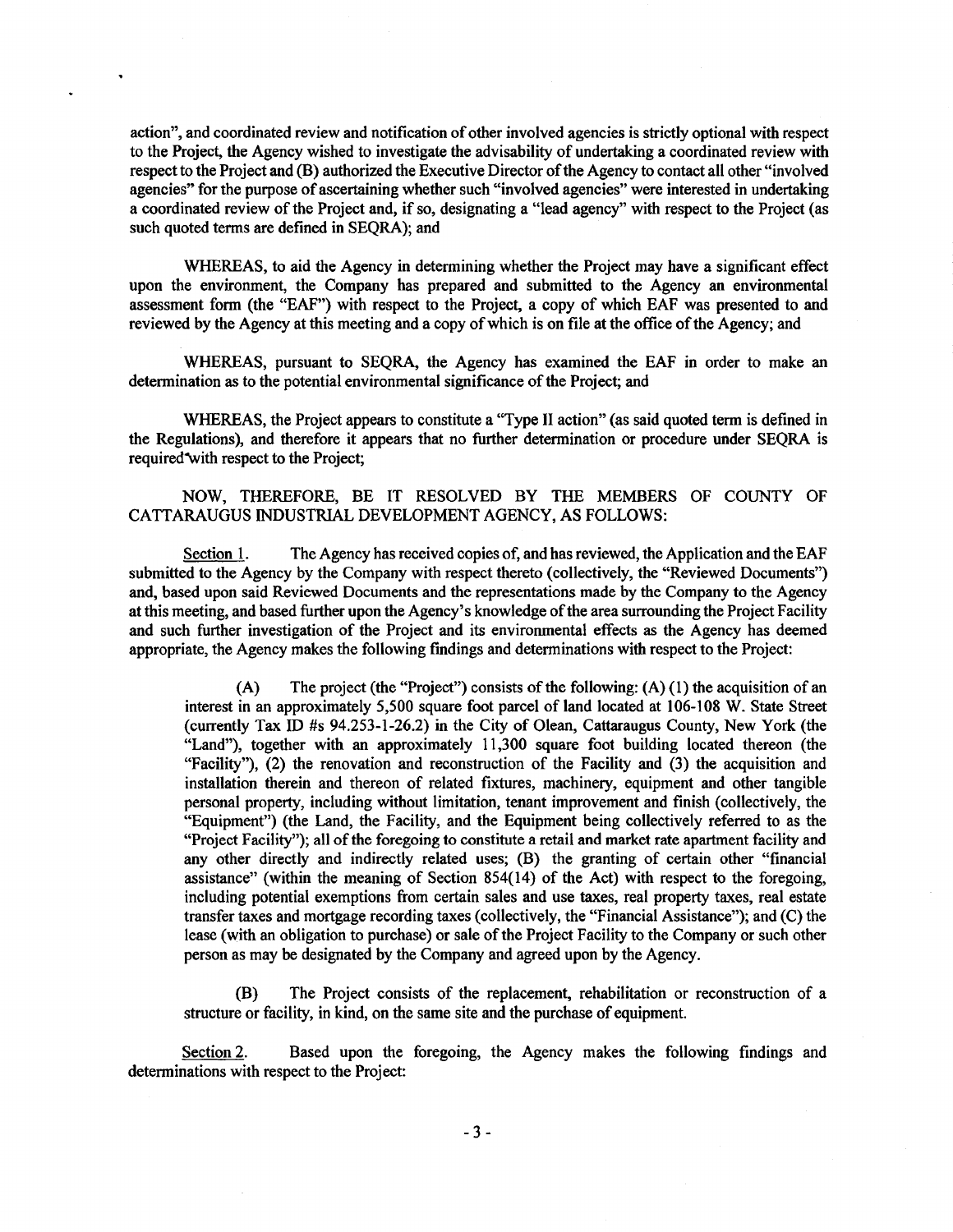action", and coordinated review and notification of other involved agencies is strictly optional with respect to the Project, the Agency wished to investigate the advisability of undertaking a coordinated review with respect to the Project and (B) authorized the Executive Director of the Agency to contact all other "involved agencies" for the purpose of ascertaining whether such "involved agencies" were interested in undertaking a coordinated review of the Project and, if so, designating a "lead agency" with respect to the Project (as such quoted terms are defined in SEQRA); and

WHEREAS, to aid the Agency in determining whether the Project may have a significant effect upon the environment, the Company has prepared and submitted to the Agency an environmental assessment form (the "EAF") with respect to the Project, a copy of which EAF was presented to and reviewed by the Agency at this meeting and a copy of which is on file at the office of the Agency; and

WHEREAS, pursuant to SEQRA, the Agency has examined the EAF in order to make an determination as to the potential environmental significance of the Project; and

WHEREAS, the Project appears to constitute a "Type II action" (as said quoted term is defined in the Regulations), and therefore it appears that no further determination or procedure under SEQRA is required with respect to the Project;

NOW, THEREFORE, BE IT RESOLVED BY THE MEMBERS OF COUNTY OF CATTARAUGUS INDUSTRIAL DEVELOPMENT AGENCY, AS FOLLOWS:

Section 1. The Agency has received copies of, and has reviewed, the Application and the EAF submitted to the Agency by the Company with respect thereto (collectively, the "Reviewed Documents") and, based upon said Reviewed Documents and the representations made by the Company to the Agency at this meeting, and based further upon the Agency's knowledge of the area surrounding the Project Facility and such further investigation of the Project and its environmental effects as the Agency has deemed appropriate, the Agency makes the following findings and determinations with respect to the Project:

(A) The project (the "Project") consists of the following: (A) (1) the acquisition of an interest in an approximately 5,500 square foot parcel of land located at 106-108 W. State Street (currently Tax ID #s 94.253-1-26.2) in the City of Olean, Cattaraugus County, New York (the "Land"), together with an approximately 11,300 square foot building located thereon (the "Facility"), (2) the renovation and reconstruction of the Facility and (3) the acquisition and installation therein and thereon of related fixtures, machinery, equipment and other tangible personal property, including without limitation, tenant improvement and finish (collectively, the "Equipment") (the Land, the Facility, and the Equipment being collectively referred to as the "Project Facility"); all of the foregoing to constitute a retail and market rate apartment facility and any other directly and indirectly related uses; (B) the granting of certain other "financial assistance" (within the meaning of Section 854(14) of the Act) with respect to the foregoing, including potential exemptions from certain sales and use taxes, real property taxes, real estate transfer taxes and mortgage recording taxes (collectively, the "Financial Assistance"); and (C) the lease (with an obligation to purchase) or sale of the Project Facility to the Company or such other person as may be designated by the Company and agreed upon by the Agency.

(B) The Project consists of the replacement, rehabilitation or reconstruction of a structure or facility, in kind, on the same site and the purchase of equipment.

Section 2. Based upon the foregoing, the Agency makes the following findings and determinations with respect to the Project: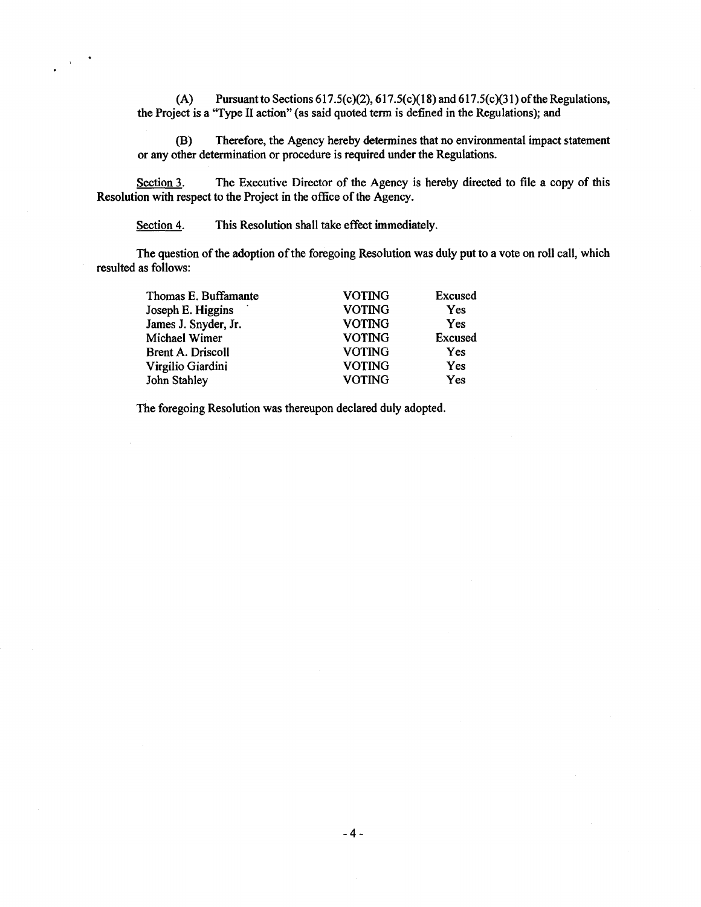(A) Pursuant to Sections 617.5(c)(2), 617.5(c)(18) and 617.5(c)(31) of the Regulations, the Project is a "Type II action" (as said quoted term is defined in the Regulations); and

(B) Therefore, the Agency hereby determines that no environmental impact statement or any other determination or procedure is required under the Regulations.

Section 3. The Executive Director of the Agency is hereby directed to file a copy of this Resolution with respect to the Project in the office of the Agency.

Section 4. This Resolution shall take effect immediately.

The question of the adoption of the foregoing Resolution was duly put to a vote on roll call, which resulted as follows:

| | | |
|---|---|---|
| Thomas E. Buffamante | VOTING | Excused |
| Joseph E. Higgins | VOTING | Yes |
| James J. Snyder, Jr. | VOTING | Yes |
| Michael Wimer | VOTING | Excused |
| Brent A. Driscoll | VOTING | Yes |
| Virgilio Giardini | VOTING | Yes |
| John Stahley | VOTING | Yes |

The foregoing Resolution was thereupon declared duly adopted.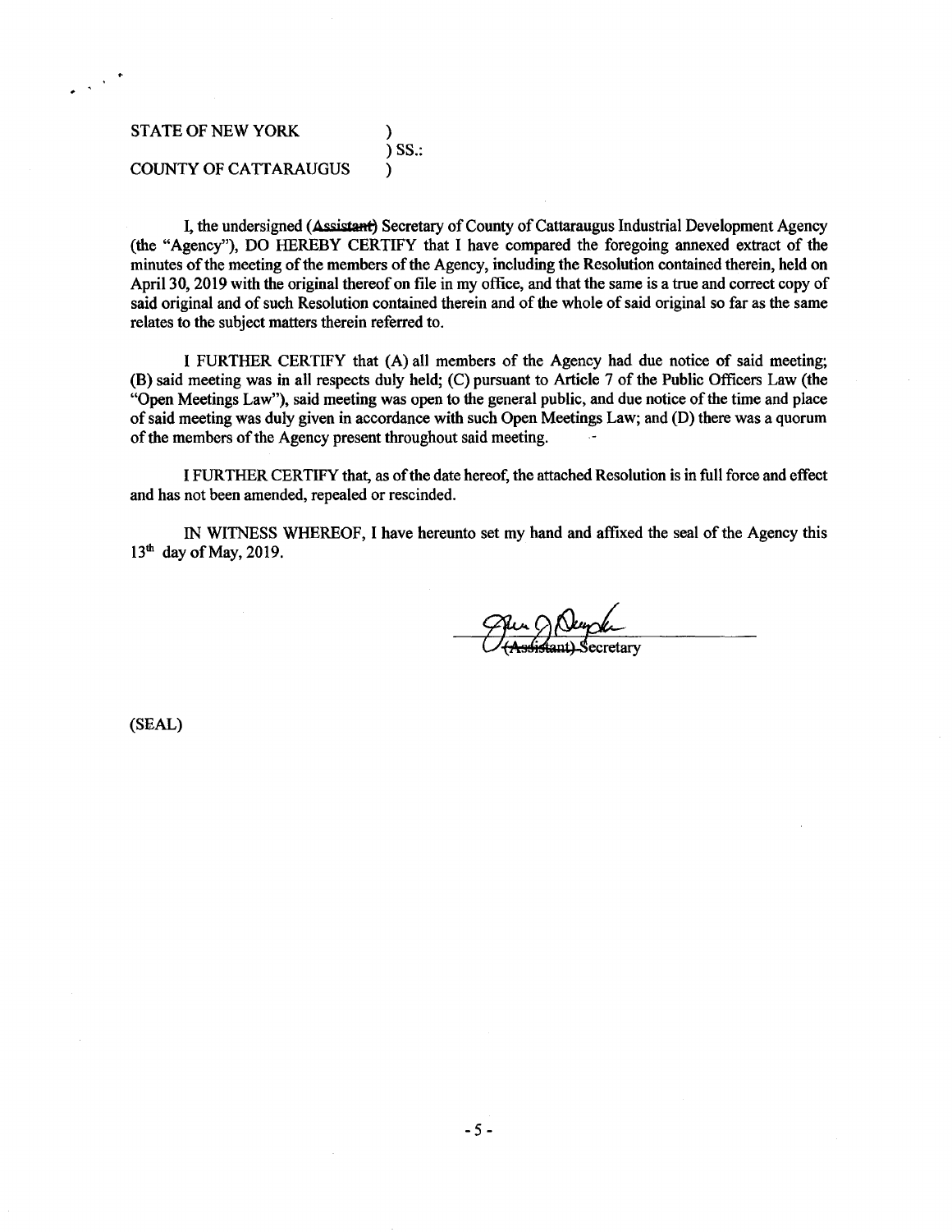STATE OF NEW YORK )
) SS.:
COUNTY OF CATTARAUGUS )

I, the undersigned ~~(Assistant)~~ Secretary of County of Cattaraugus Industrial Development Agency (the "Agency"), DO HEREBY CERTIFY that I have compared the foregoing annexed extract of the minutes of the meeting of the members of the Agency, including the Resolution contained therein, held on April 30, 2019 with the original thereof on file in my office, and that the same is a true and correct copy of said original and of such Resolution contained therein and of the whole of said original so far as the same relates to the subject matters therein referred to.

I FURTHER CERTIFY that (A) all members of the Agency had due notice of said meeting; (B) said meeting was in all respects duly held; (C) pursuant to Article 7 of the Public Officers Law (the "Open Meetings Law"), said meeting was open to the general public, and due notice of the time and place of said meeting was duly given in accordance with such Open Meetings Law; and (D) there was a quorum of the members of the Agency present throughout said meeting.

I FURTHER CERTIFY that, as of the date hereof, the attached Resolution is in full force and effect and has not been amended, repealed or rescinded.

IN WITNESS WHEREOF, I have hereunto set my hand and affixed the seal of the Agency this 13th day of May, 2019.

~~(Assistant)~~ Secretary

(SEAL)